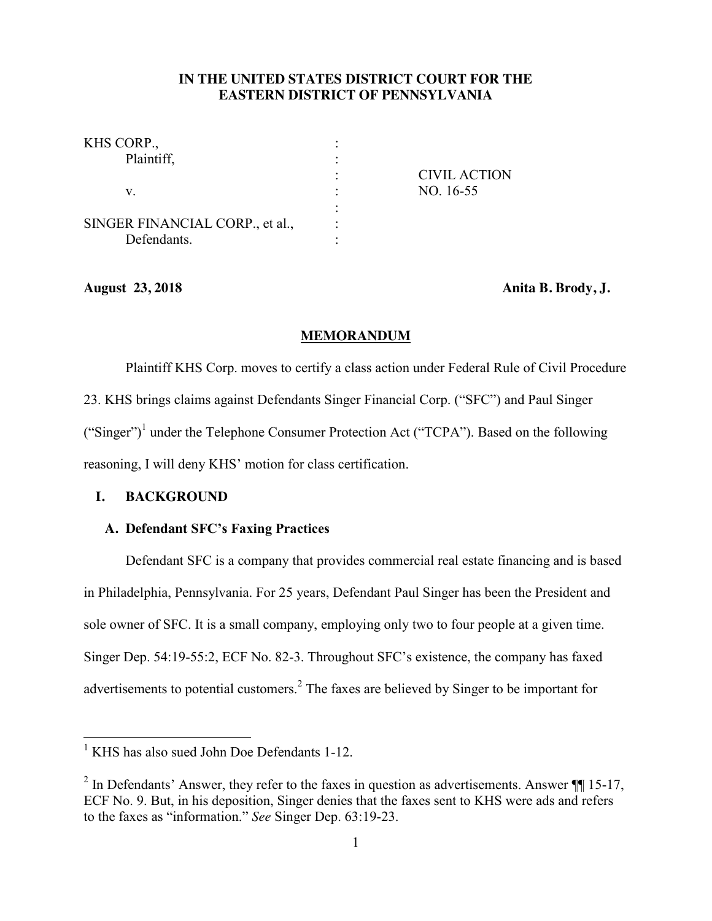**IN THE UNITED STATES DISTRICT COURT FOR THE EASTERN DISTRICT OF PENNSYLVANIA**

| | | |
|---|---|---|
| KHS CORP., | : | |
| Plaintiff, | : | |
| | : | CIVIL ACTION |
| v. | : | NO. 16-55 |
| | : | |
| SINGER FINANCIAL CORP., et al., | : | |
| Defendants. | : | |

**August 23, 2018** **Anita B. Brody, J.**

## MEMORANDUM

Plaintiff KHS Corp. moves to certify a class action under Federal Rule of Civil Procedure 23. KHS brings claims against Defendants Singer Financial Corp. ("SFC") and Paul Singer ("Singer")[1] under the Telephone Consumer Protection Act ("TCPA"). Based on the following reasoning, I will deny KHS' motion for class certification.

## I. BACKGROUND

### A. Defendant SFC's Faxing Practices

Defendant SFC is a company that provides commercial real estate financing and is based in Philadelphia, Pennsylvania. For 25 years, Defendant Paul Singer has been the President and sole owner of SFC. It is a small company, employing only two to four people at a given time. Singer Dep. 54:19-55:2, ECF No. 82-3. Throughout SFC's existence, the company has faxed advertisements to potential customers.[2] The faxes are believed by Singer to be important for

---

[1] KHS has also sued John Doe Defendants 1-12.

[2] In Defendants' Answer, they refer to the faxes in question as advertisements. Answer ¶¶ 15-17, ECF No. 9. But, in his deposition, Singer denies that the faxes sent to KHS were ads and refers to the faxes as "information." *See* Singer Dep. 63:19-23.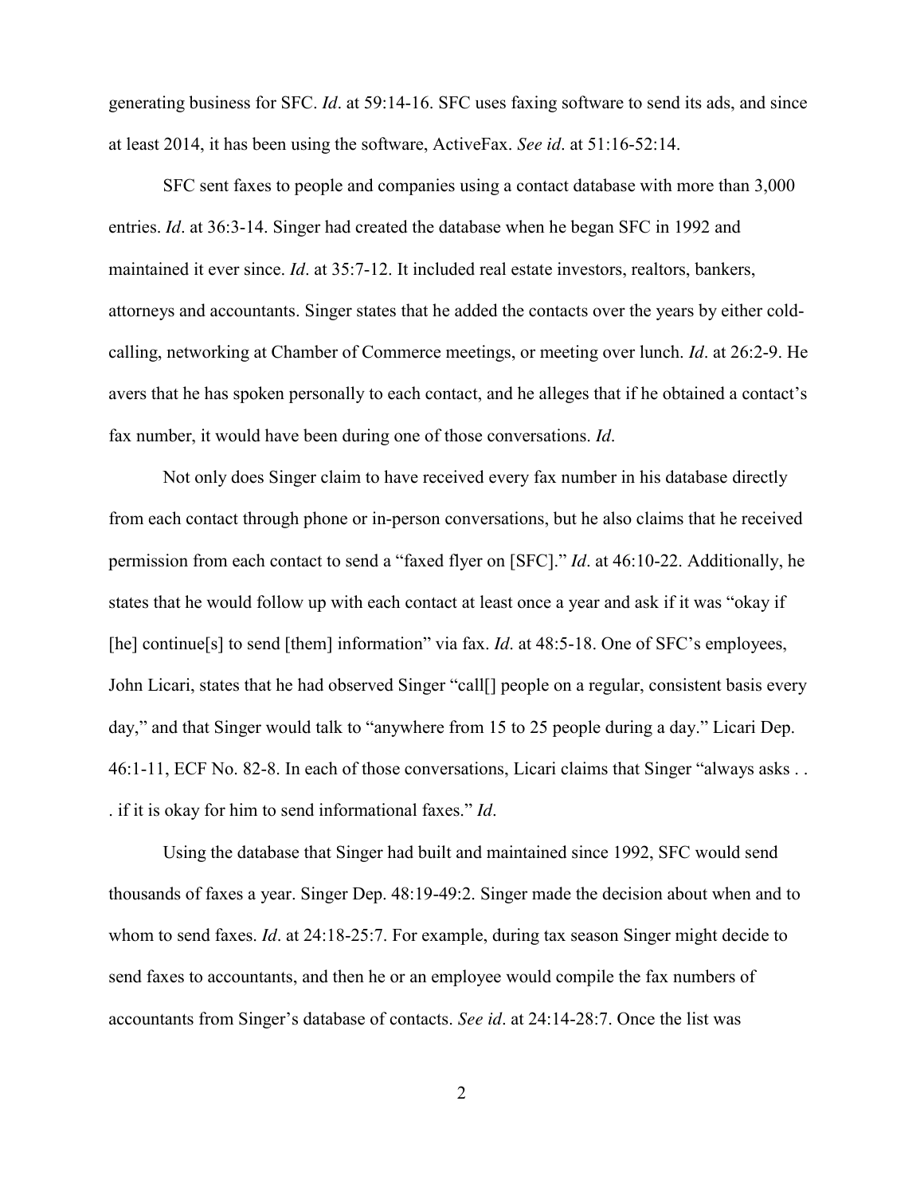generating business for SFC. *Id*. at 59:14-16. SFC uses faxing software to send its ads, and since at least 2014, it has been using the software, ActiveFax. *See id*. at 51:16-52:14.

SFC sent faxes to people and companies using a contact database with more than 3,000 entries. *Id*. at 36:3-14. Singer had created the database when he began SFC in 1992 and maintained it ever since. *Id*. at 35:7-12. It included real estate investors, realtors, bankers, attorneys and accountants. Singer states that he added the contacts over the years by either cold-calling, networking at Chamber of Commerce meetings, or meeting over lunch. *Id*. at 26:2-9. He avers that he has spoken personally to each contact, and he alleges that if he obtained a contact's fax number, it would have been during one of those conversations. *Id*.

Not only does Singer claim to have received every fax number in his database directly from each contact through phone or in-person conversations, but he also claims that he received permission from each contact to send a "faxed flyer on [SFC]." *Id*. at 46:10-22. Additionally, he states that he would follow up with each contact at least once a year and ask if it was "okay if [he] continue[s] to send [them] information" via fax. *Id*. at 48:5-18. One of SFC's employees, John Licari, states that he had observed Singer "call[] people on a regular, consistent basis every day," and that Singer would talk to "anywhere from 15 to 25 people during a day." Licari Dep. 46:1-11, ECF No. 82-8. In each of those conversations, Licari claims that Singer "always asks . . . if it is okay for him to send informational faxes." *Id*.

Using the database that Singer had built and maintained since 1992, SFC would send thousands of faxes a year. Singer Dep. 48:19-49:2. Singer made the decision about when and to whom to send faxes. *Id*. at 24:18-25:7. For example, during tax season Singer might decide to send faxes to accountants, and then he or an employee would compile the fax numbers of accountants from Singer's database of contacts. *See id*. at 24:14-28:7. Once the list was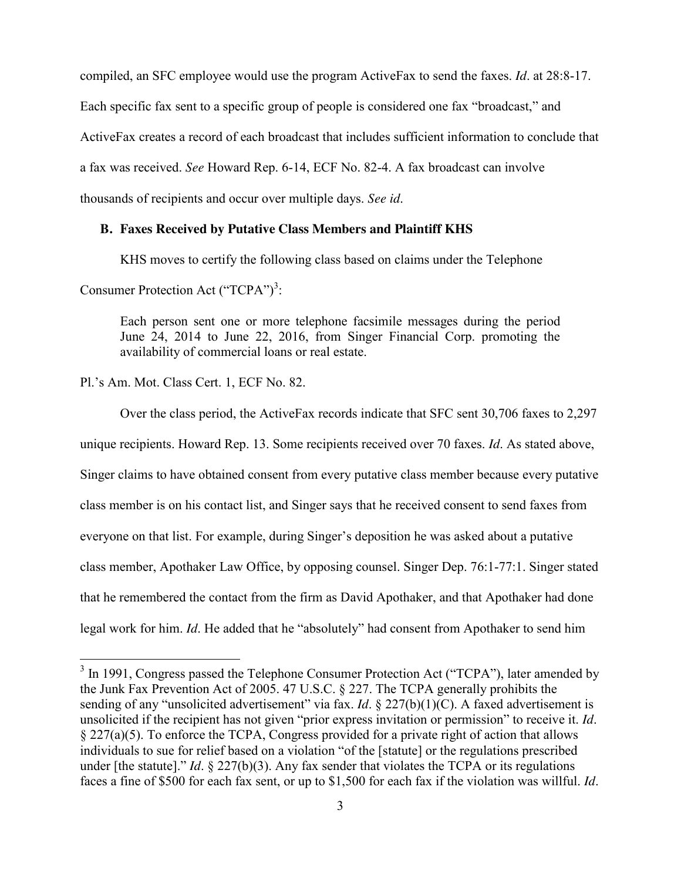compiled, an SFC employee would use the program ActiveFax to send the faxes. *Id*. at 28:8-17. Each specific fax sent to a specific group of people is considered one fax "broadcast," and ActiveFax creates a record of each broadcast that includes sufficient information to conclude that a fax was received. *See* Howard Rep. 6-14, ECF No. 82-4. A fax broadcast can involve thousands of recipients and occur over multiple days. *See id*.

### B. Faxes Received by Putative Class Members and Plaintiff KHS

KHS moves to certify the following class based on claims under the Telephone Consumer Protection Act ("TCPA")[3]:

> Each person sent one or more telephone facsimile messages during the period June 24, 2014 to June 22, 2016, from Singer Financial Corp. promoting the availability of commercial loans or real estate.

Pl.'s Am. Mot. Class Cert. 1, ECF No. 82.

Over the class period, the ActiveFax records indicate that SFC sent 30,706 faxes to 2,297 unique recipients. Howard Rep. 13. Some recipients received over 70 faxes. *Id*. As stated above, Singer claims to have obtained consent from every putative class member because every putative class member is on his contact list, and Singer says that he received consent to send faxes from everyone on that list. For example, during Singer's deposition he was asked about a putative class member, Apothaker Law Office, by opposing counsel. Singer Dep. 76:1-77:1. Singer stated that he remembered the contact from the firm as David Apothaker, and that Apothaker had done legal work for him. *Id*. He added that he "absolutely" had consent from Apothaker to send him

---

[3] In 1991, Congress passed the Telephone Consumer Protection Act ("TCPA"), later amended by the Junk Fax Prevention Act of 2005. 47 U.S.C. § 227. The TCPA generally prohibits the sending of any "unsolicited advertisement" via fax. *Id*. § 227(b)(1)(C). A faxed advertisement is unsolicited if the recipient has not given "prior express invitation or permission" to receive it. *Id*. § 227(a)(5). To enforce the TCPA, Congress provided for a private right of action that allows individuals to sue for relief based on a violation "of the [statute] or the regulations prescribed under [the statute]." *Id*. § 227(b)(3). Any fax sender that violates the TCPA or its regulations faces a fine of $500 for each fax sent, or up to $1,500 for each fax if the violation was willful. *Id*.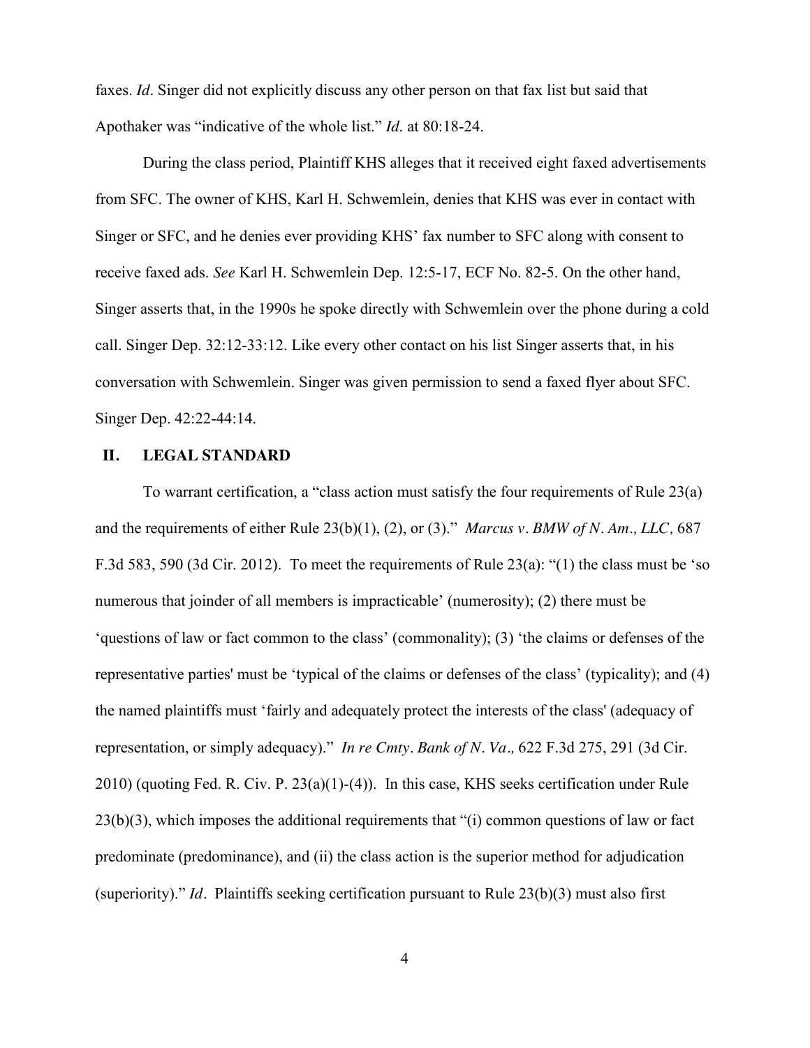faxes. *Id*. Singer did not explicitly discuss any other person on that fax list but said that Apothaker was "indicative of the whole list." *Id*. at 80:18-24.

During the class period, Plaintiff KHS alleges that it received eight faxed advertisements from SFC. The owner of KHS, Karl H. Schwemlein, denies that KHS was ever in contact with Singer or SFC, and he denies ever providing KHS' fax number to SFC along with consent to receive faxed ads. *See* Karl H. Schwemlein Dep. 12:5-17, ECF No. 82-5. On the other hand, Singer asserts that, in the 1990s he spoke directly with Schwemlein over the phone during a cold call. Singer Dep. 32:12-33:12. Like every other contact on his list Singer asserts that, in his conversation with Schwemlein. Singer was given permission to send a faxed flyer about SFC. Singer Dep. 42:22-44:14.

## II. LEGAL STANDARD

To warrant certification, a "class action must satisfy the four requirements of Rule 23(a) and the requirements of either Rule 23(b)(1), (2), or (3)." *Marcus v. BMW of N. Am., LLC,* 687 F.3d 583, 590 (3d Cir. 2012). To meet the requirements of Rule 23(a): "(1) the class must be 'so numerous that joinder of all members is impracticable' (numerosity); (2) there must be 'questions of law or fact common to the class' (commonality); (3) 'the claims or defenses of the representative parties' must be 'typical of the claims or defenses of the class' (typicality); and (4) the named plaintiffs must 'fairly and adequately protect the interests of the class' (adequacy of representation, or simply adequacy)." *In re Cmty. Bank of N. Va.,* 622 F.3d 275, 291 (3d Cir. 2010) (quoting Fed. R. Civ. P. 23(a)(1)-(4)). In this case, KHS seeks certification under Rule 23(b)(3), which imposes the additional requirements that "(i) common questions of law or fact predominate (predominance), and (ii) the class action is the superior method for adjudication (superiority)." *Id*. Plaintiffs seeking certification pursuant to Rule 23(b)(3) must also first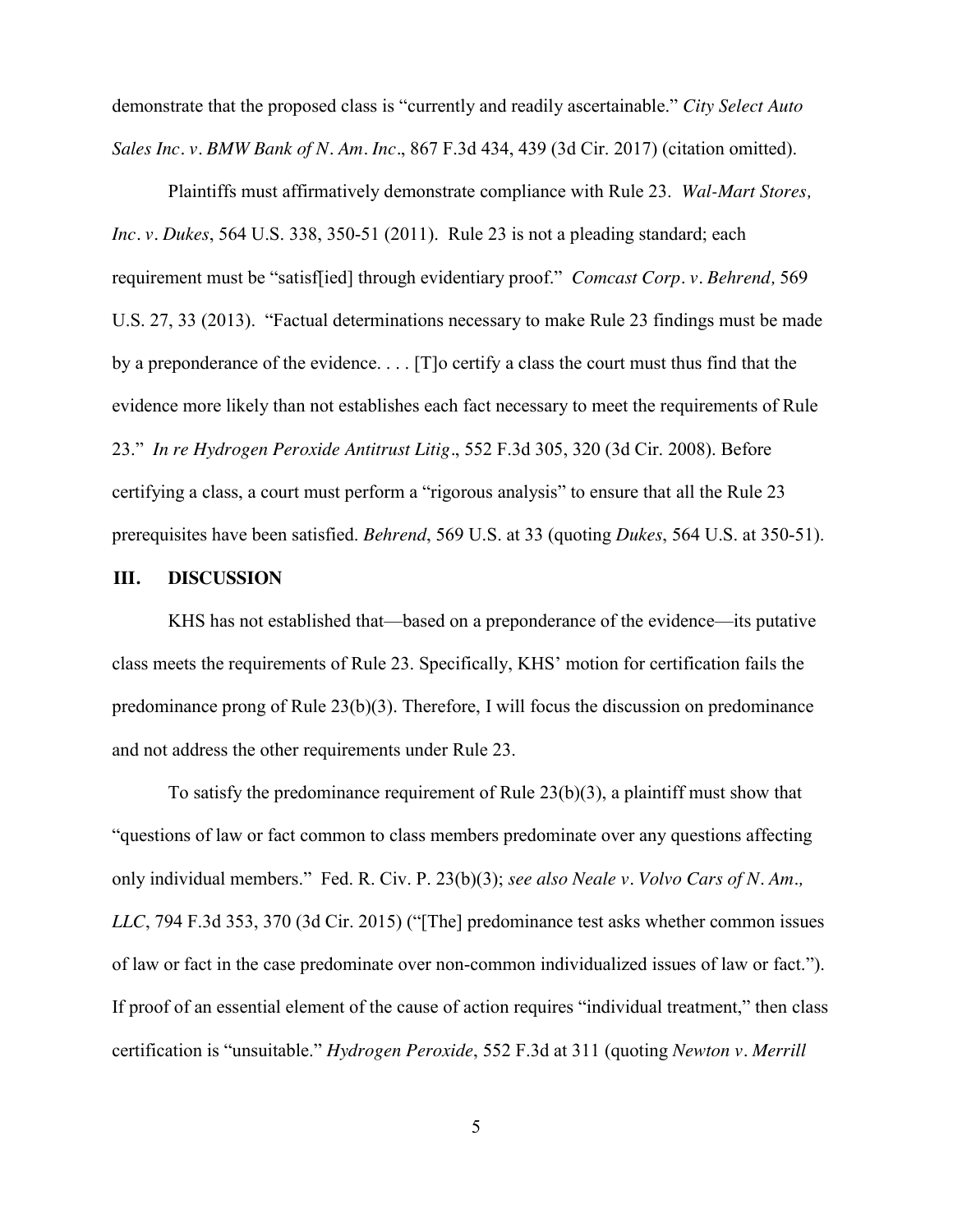demonstrate that the proposed class is "currently and readily ascertainable." *City Select Auto Sales Inc. v. BMW Bank of N. Am. Inc.*, 867 F.3d 434, 439 (3d Cir. 2017) (citation omitted).

Plaintiffs must affirmatively demonstrate compliance with Rule 23. *Wal-Mart Stores, Inc. v. Dukes*, 564 U.S. 338, 350-51 (2011). Rule 23 is not a pleading standard; each requirement must be "satisf[ied] through evidentiary proof." *Comcast Corp. v. Behrend,* 569 U.S. 27, 33 (2013). "Factual determinations necessary to make Rule 23 findings must be made by a preponderance of the evidence. . . . [T]o certify a class the court must thus find that the evidence more likely than not establishes each fact necessary to meet the requirements of Rule 23." *In re Hydrogen Peroxide Antitrust Litig.*, 552 F.3d 305, 320 (3d Cir. 2008). Before certifying a class, a court must perform a "rigorous analysis" to ensure that all the Rule 23 prerequisites have been satisfied. *Behrend*, 569 U.S. at 33 (quoting *Dukes*, 564 U.S. at 350-51).

## III. DISCUSSION

KHS has not established that—based on a preponderance of the evidence—its putative class meets the requirements of Rule 23. Specifically, KHS' motion for certification fails the predominance prong of Rule 23(b)(3). Therefore, I will focus the discussion on predominance and not address the other requirements under Rule 23.

To satisfy the predominance requirement of Rule 23(b)(3), a plaintiff must show that "questions of law or fact common to class members predominate over any questions affecting only individual members." Fed. R. Civ. P. 23(b)(3); *see also Neale v. Volvo Cars of N. Am., LLC*, 794 F.3d 353, 370 (3d Cir. 2015) ("[The] predominance test asks whether common issues of law or fact in the case predominate over non-common individualized issues of law or fact."). If proof of an essential element of the cause of action requires "individual treatment," then class certification is "unsuitable." *Hydrogen Peroxide*, 552 F.3d at 311 (quoting *Newton v. Merrill*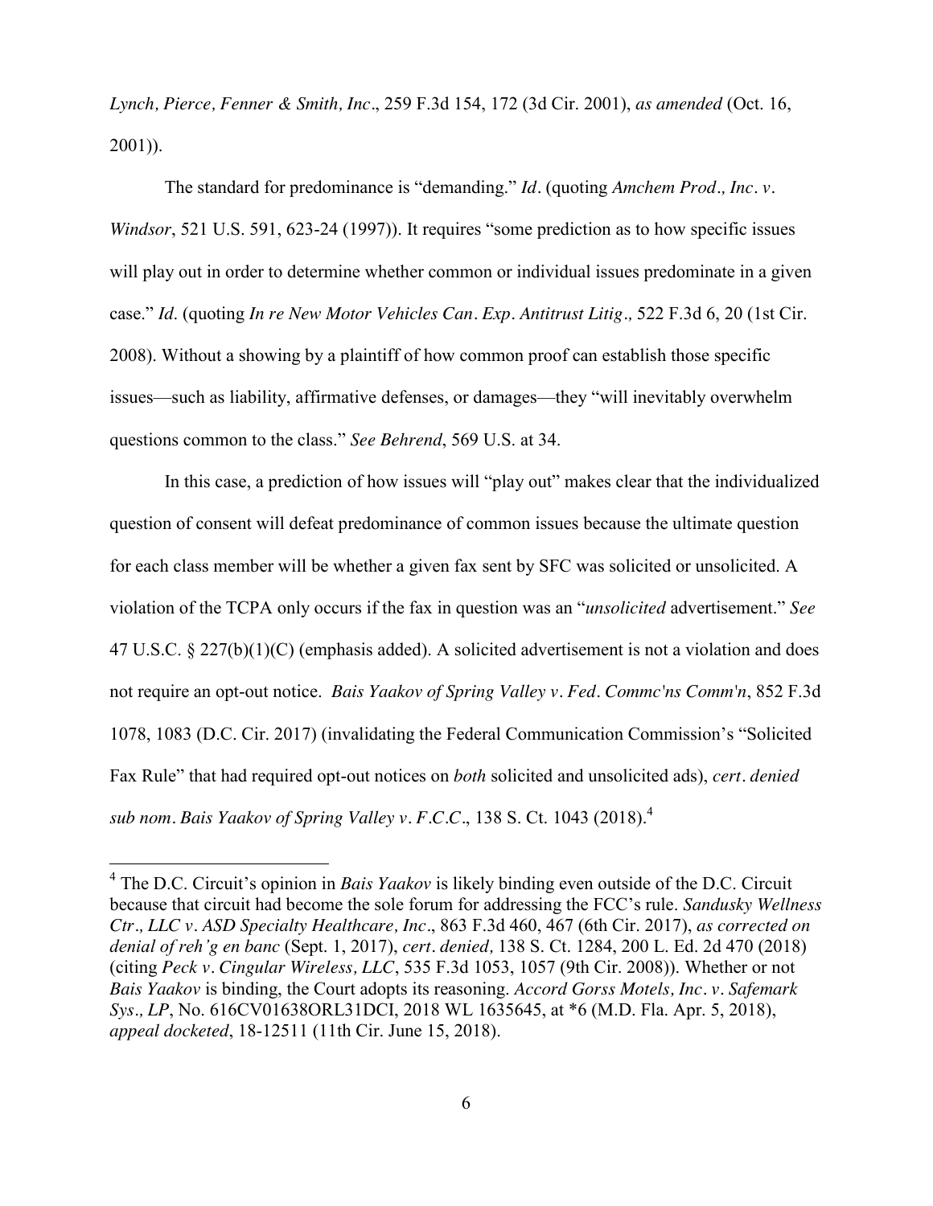*Lynch, Pierce, Fenner & Smith, Inc*., 259 F.3d 154, 172 (3d Cir. 2001), *as amended* (Oct. 16, 2001)).

The standard for predominance is "demanding." *Id*. (quoting *Amchem Prod., Inc. v. Windsor*, 521 U.S. 591, 623-24 (1997)). It requires "some prediction as to how specific issues will play out in order to determine whether common or individual issues predominate in a given case." *Id*. (quoting *In re New Motor Vehicles Can. Exp. Antitrust Litig.,* 522 F.3d 6, 20 (1st Cir. 2008). Without a showing by a plaintiff of how common proof can establish those specific issues—such as liability, affirmative defenses, or damages—they "will inevitably overwhelm questions common to the class." *See Behrend*, 569 U.S. at 34.

In this case, a prediction of how issues will "play out" makes clear that the individualized question of consent will defeat predominance of common issues because the ultimate question for each class member will be whether a given fax sent by SFC was solicited or unsolicited. A violation of the TCPA only occurs if the fax in question was an "*unsolicited* advertisement." *See* 47 U.S.C. § 227(b)(1)(C) (emphasis added). A solicited advertisement is not a violation and does not require an opt-out notice. *Bais Yaakov of Spring Valley v. Fed. Commc'ns Comm'n*, 852 F.3d 1078, 1083 (D.C. Cir. 2017) (invalidating the Federal Communication Commission's "Solicited Fax Rule" that had required opt-out notices on *both* solicited and unsolicited ads), *cert. denied sub nom. Bais Yaakov of Spring Valley v. F.C.C*., 138 S. Ct. 1043 (2018).[4]

---

[4] The D.C. Circuit's opinion in *Bais Yaakov* is likely binding even outside of the D.C. Circuit because that circuit had become the sole forum for addressing the FCC's rule. *Sandusky Wellness Ctr., LLC v. ASD Specialty Healthcare, Inc*., 863 F.3d 460, 467 (6th Cir. 2017), *as corrected on denial of reh'g en banc* (Sept. 1, 2017), *cert. denied,* 138 S. Ct. 1284, 200 L. Ed. 2d 470 (2018) (citing *Peck v. Cingular Wireless, LLC*, 535 F.3d 1053, 1057 (9th Cir. 2008)). Whether or not *Bais Yaakov* is binding, the Court adopts its reasoning. *Accord Gorss Motels, Inc. v. Safemark Sys., LP*, No. 616CV01638ORL31DCI, 2018 WL 1635645, at *6 (M.D. Fla. Apr. 5, 2018), *appeal docketed*, 18-12511 (11th Cir. June 15, 2018).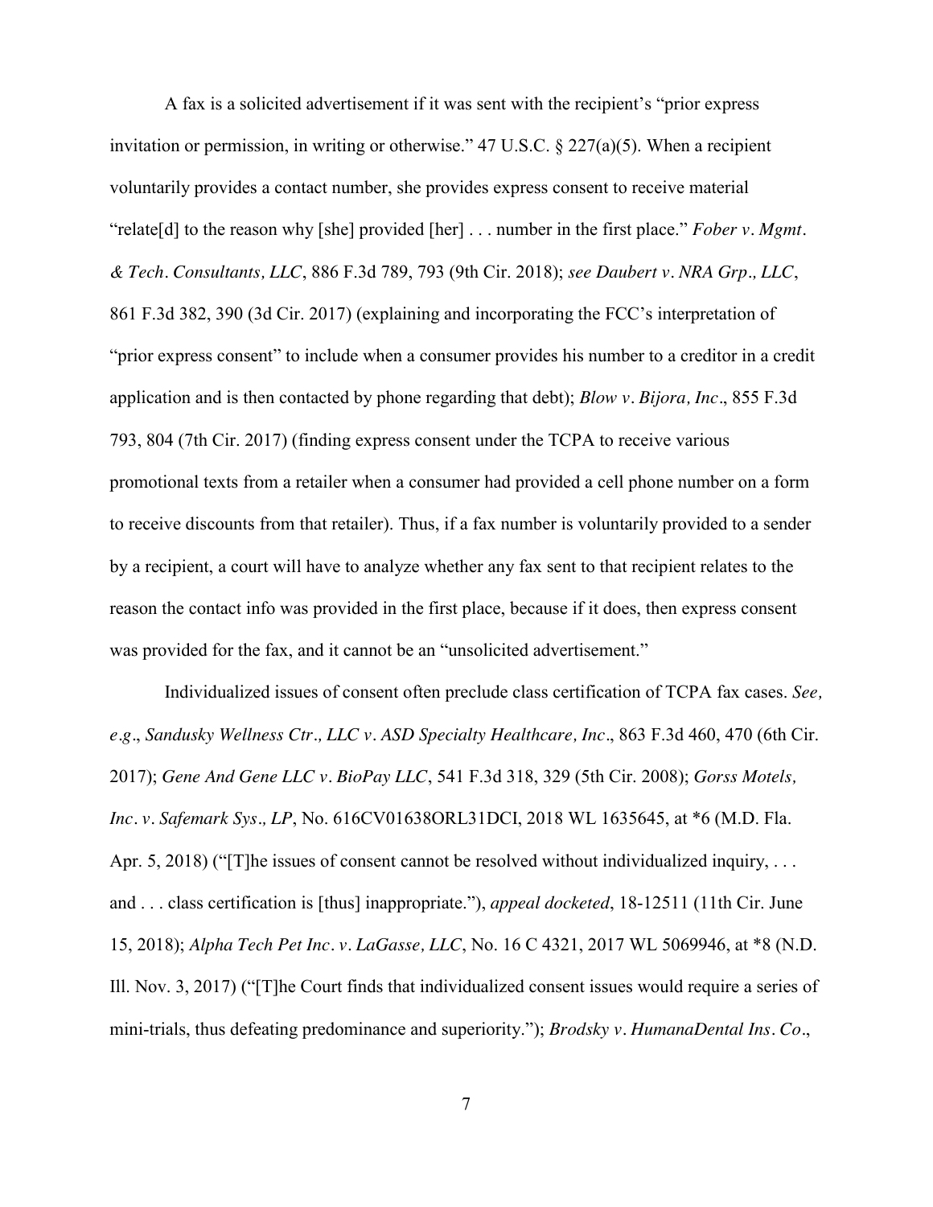A fax is a solicited advertisement if it was sent with the recipient's "prior express invitation or permission, in writing or otherwise." 47 U.S.C. § 227(a)(5). When a recipient voluntarily provides a contact number, she provides express consent to receive material "relate[d] to the reason why [she] provided [her] . . . number in the first place." *Fober v. Mgmt. & Tech. Consultants, LLC*, 886 F.3d 789, 793 (9th Cir. 2018); *see Daubert v. NRA Grp., LLC*, 861 F.3d 382, 390 (3d Cir. 2017) (explaining and incorporating the FCC's interpretation of "prior express consent" to include when a consumer provides his number to a creditor in a credit application and is then contacted by phone regarding that debt); *Blow v. Bijora, Inc.*, 855 F.3d 793, 804 (7th Cir. 2017) (finding express consent under the TCPA to receive various promotional texts from a retailer when a consumer had provided a cell phone number on a form to receive discounts from that retailer). Thus, if a fax number is voluntarily provided to a sender by a recipient, a court will have to analyze whether any fax sent to that recipient relates to the reason the contact info was provided in the first place, because if it does, then express consent was provided for the fax, and it cannot be an "unsolicited advertisement."

Individualized issues of consent often preclude class certification of TCPA fax cases. *See, e.g.*, *Sandusky Wellness Ctr., LLC v. ASD Specialty Healthcare, Inc.*, 863 F.3d 460, 470 (6th Cir. 2017); *Gene And Gene LLC v. BioPay LLC*, 541 F.3d 318, 329 (5th Cir. 2008); *Gorss Motels, Inc. v. Safemark Sys., LP*, No. 616CV01638ORL31DCI, 2018 WL 1635645, at *6 (M.D. Fla. Apr. 5, 2018) ("[T]he issues of consent cannot be resolved without individualized inquiry, . . . and . . . class certification is [thus] inappropriate."), *appeal docketed*, 18-12511 (11th Cir. June 15, 2018); *Alpha Tech Pet Inc. v. LaGasse, LLC*, No. 16 C 4321, 2017 WL 5069946, at *8 (N.D. Ill. Nov. 3, 2017) ("[T]he Court finds that individualized consent issues would require a series of mini-trials, thus defeating predominance and superiority."); *Brodsky v. HumanaDental Ins. Co.*,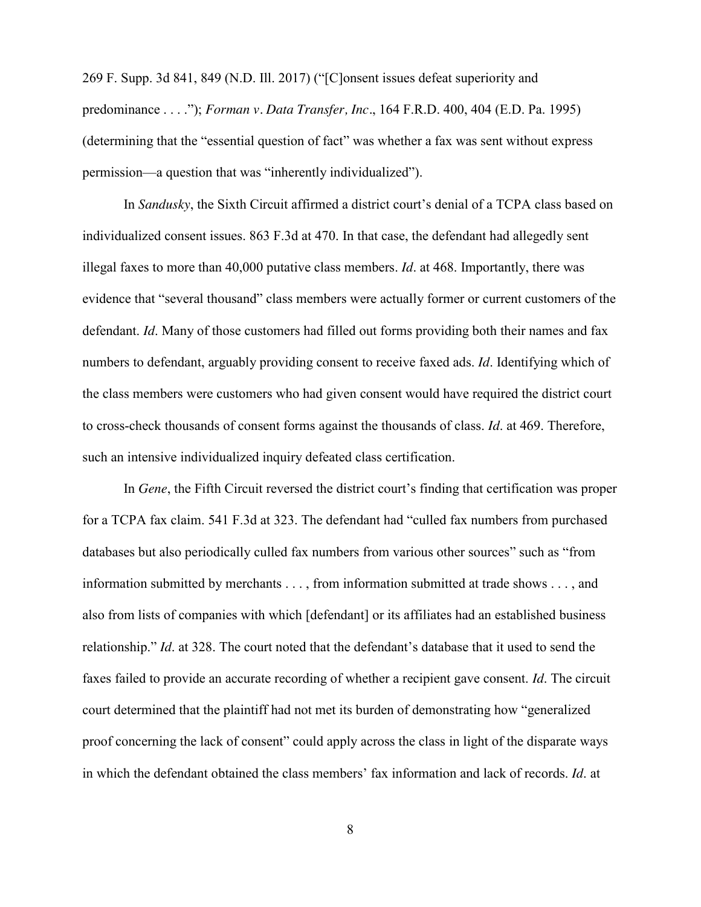269 F. Supp. 3d 841, 849 (N.D. Ill. 2017) ("[C]onsent issues defeat superiority and predominance . . . ."); *Forman v. Data Transfer, Inc*., 164 F.R.D. 400, 404 (E.D. Pa. 1995) (determining that the "essential question of fact" was whether a fax was sent without express permission—a question that was "inherently individualized").

In *Sandusky*, the Sixth Circuit affirmed a district court's denial of a TCPA class based on individualized consent issues. 863 F.3d at 470. In that case, the defendant had allegedly sent illegal faxes to more than 40,000 putative class members. *Id*. at 468. Importantly, there was evidence that "several thousand" class members were actually former or current customers of the defendant. *Id*. Many of those customers had filled out forms providing both their names and fax numbers to defendant, arguably providing consent to receive faxed ads. *Id*. Identifying which of the class members were customers who had given consent would have required the district court to cross-check thousands of consent forms against the thousands of class. *Id*. at 469. Therefore, such an intensive individualized inquiry defeated class certification.

In *Gene*, the Fifth Circuit reversed the district court's finding that certification was proper for a TCPA fax claim. 541 F.3d at 323. The defendant had "culled fax numbers from purchased databases but also periodically culled fax numbers from various other sources" such as "from information submitted by merchants . . . , from information submitted at trade shows . . . , and also from lists of companies with which [defendant] or its affiliates had an established business relationship." *Id*. at 328. The court noted that the defendant's database that it used to send the faxes failed to provide an accurate recording of whether a recipient gave consent. *Id*. The circuit court determined that the plaintiff had not met its burden of demonstrating how "generalized proof concerning the lack of consent" could apply across the class in light of the disparate ways in which the defendant obtained the class members' fax information and lack of records. *Id*. at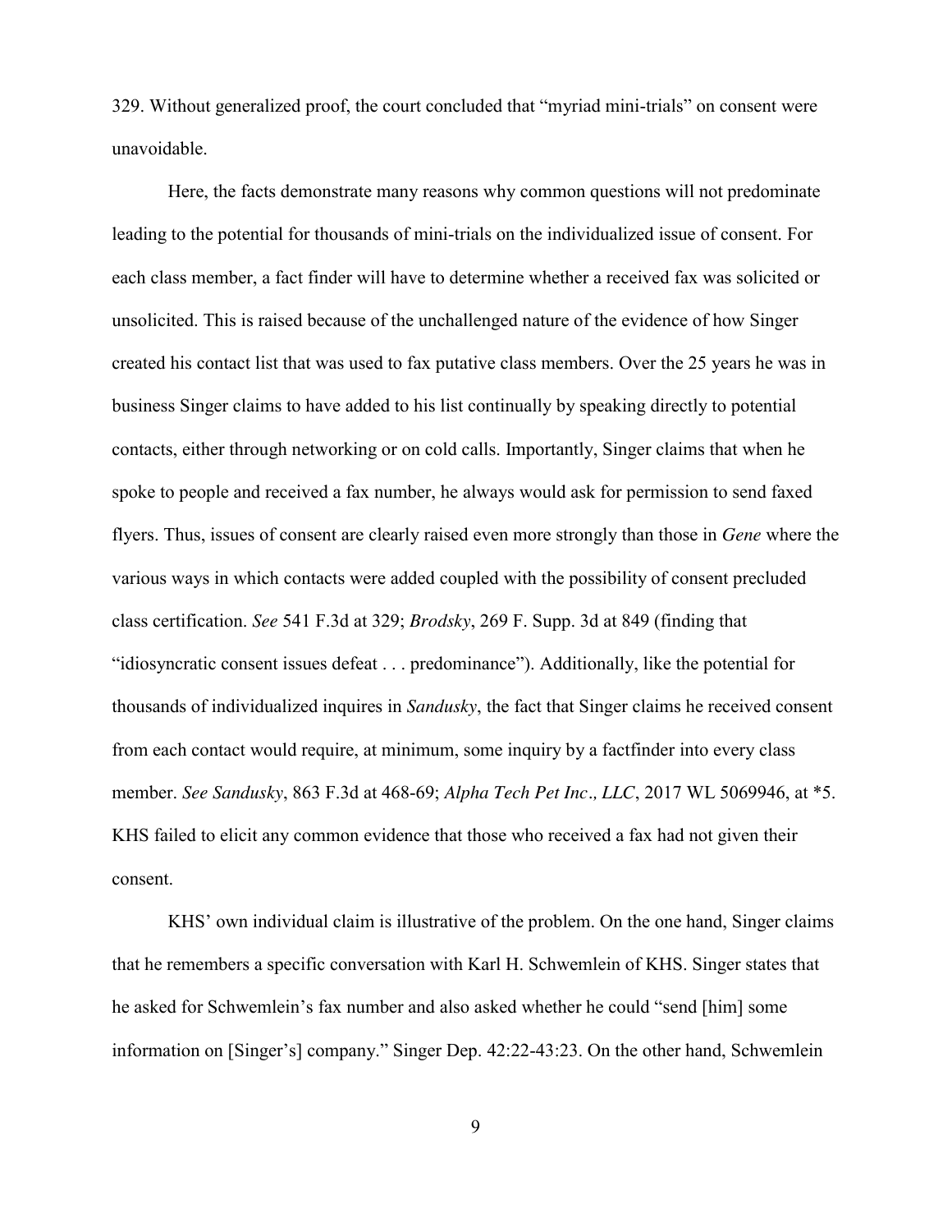329. Without generalized proof, the court concluded that "myriad mini-trials" on consent were unavoidable.

Here, the facts demonstrate many reasons why common questions will not predominate leading to the potential for thousands of mini-trials on the individualized issue of consent. For each class member, a fact finder will have to determine whether a received fax was solicited or unsolicited. This is raised because of the unchallenged nature of the evidence of how Singer created his contact list that was used to fax putative class members. Over the 25 years he was in business Singer claims to have added to his list continually by speaking directly to potential contacts, either through networking or on cold calls. Importantly, Singer claims that when he spoke to people and received a fax number, he always would ask for permission to send faxed flyers. Thus, issues of consent are clearly raised even more strongly than those in *Gene* where the various ways in which contacts were added coupled with the possibility of consent precluded class certification. *See* 541 F.3d at 329; *Brodsky*, 269 F. Supp. 3d at 849 (finding that "idiosyncratic consent issues defeat . . . predominance"). Additionally, like the potential for thousands of individualized inquires in *Sandusky*, the fact that Singer claims he received consent from each contact would require, at minimum, some inquiry by a factfinder into every class member. *See Sandusky*, 863 F.3d at 468-69; *Alpha Tech Pet Inc., LLC*, 2017 WL 5069946, at *5. KHS failed to elicit any common evidence that those who received a fax had not given their consent.

KHS' own individual claim is illustrative of the problem. On the one hand, Singer claims that he remembers a specific conversation with Karl H. Schwemlein of KHS. Singer states that he asked for Schwemlein's fax number and also asked whether he could "send [him] some information on [Singer's] company." Singer Dep. 42:22-43:23. On the other hand, Schwemlein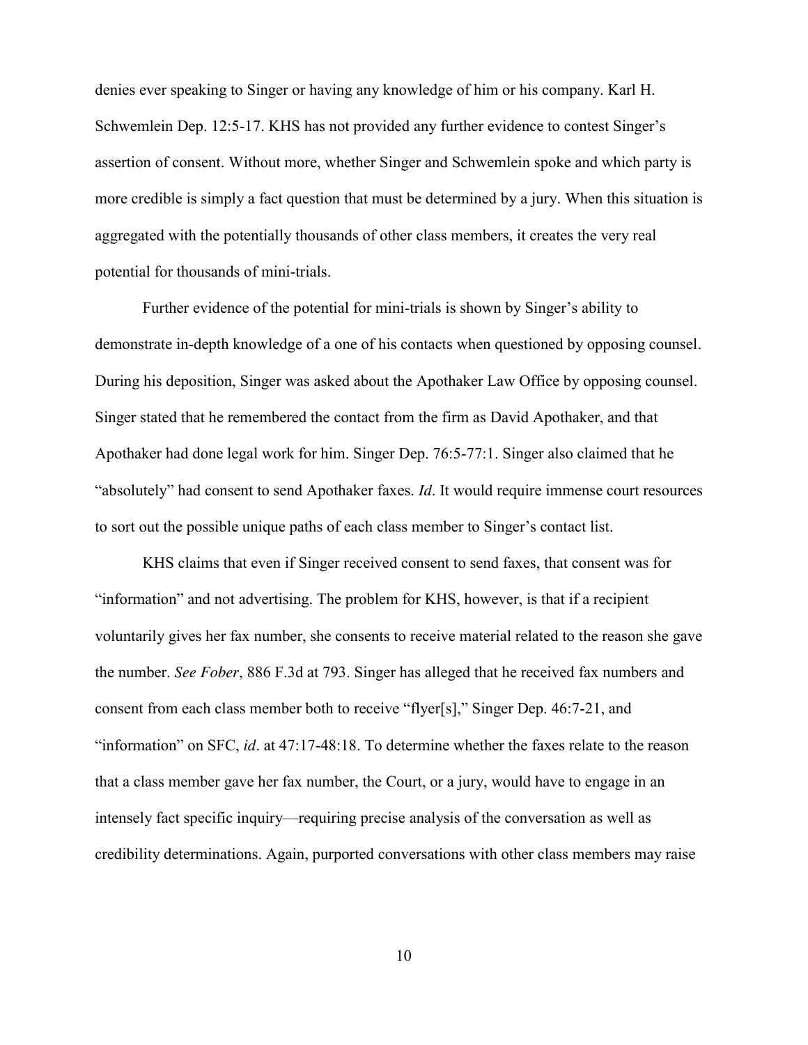denies ever speaking to Singer or having any knowledge of him or his company. Karl H. Schwemlein Dep. 12:5-17. KHS has not provided any further evidence to contest Singer's assertion of consent. Without more, whether Singer and Schwemlein spoke and which party is more credible is simply a fact question that must be determined by a jury. When this situation is aggregated with the potentially thousands of other class members, it creates the very real potential for thousands of mini-trials.

Further evidence of the potential for mini-trials is shown by Singer's ability to demonstrate in-depth knowledge of a one of his contacts when questioned by opposing counsel. During his deposition, Singer was asked about the Apothaker Law Office by opposing counsel. Singer stated that he remembered the contact from the firm as David Apothaker, and that Apothaker had done legal work for him. Singer Dep. 76:5-77:1. Singer also claimed that he "absolutely" had consent to send Apothaker faxes. *Id*. It would require immense court resources to sort out the possible unique paths of each class member to Singer's contact list.

KHS claims that even if Singer received consent to send faxes, that consent was for "information" and not advertising. The problem for KHS, however, is that if a recipient voluntarily gives her fax number, she consents to receive material related to the reason she gave the number. *See Fober*, 886 F.3d at 793. Singer has alleged that he received fax numbers and consent from each class member both to receive "flyer[s]," Singer Dep. 46:7-21, and "information" on SFC, *id*. at 47:17-48:18. To determine whether the faxes relate to the reason that a class member gave her fax number, the Court, or a jury, would have to engage in an intensely fact specific inquiry—requiring precise analysis of the conversation as well as credibility determinations. Again, purported conversations with other class members may raise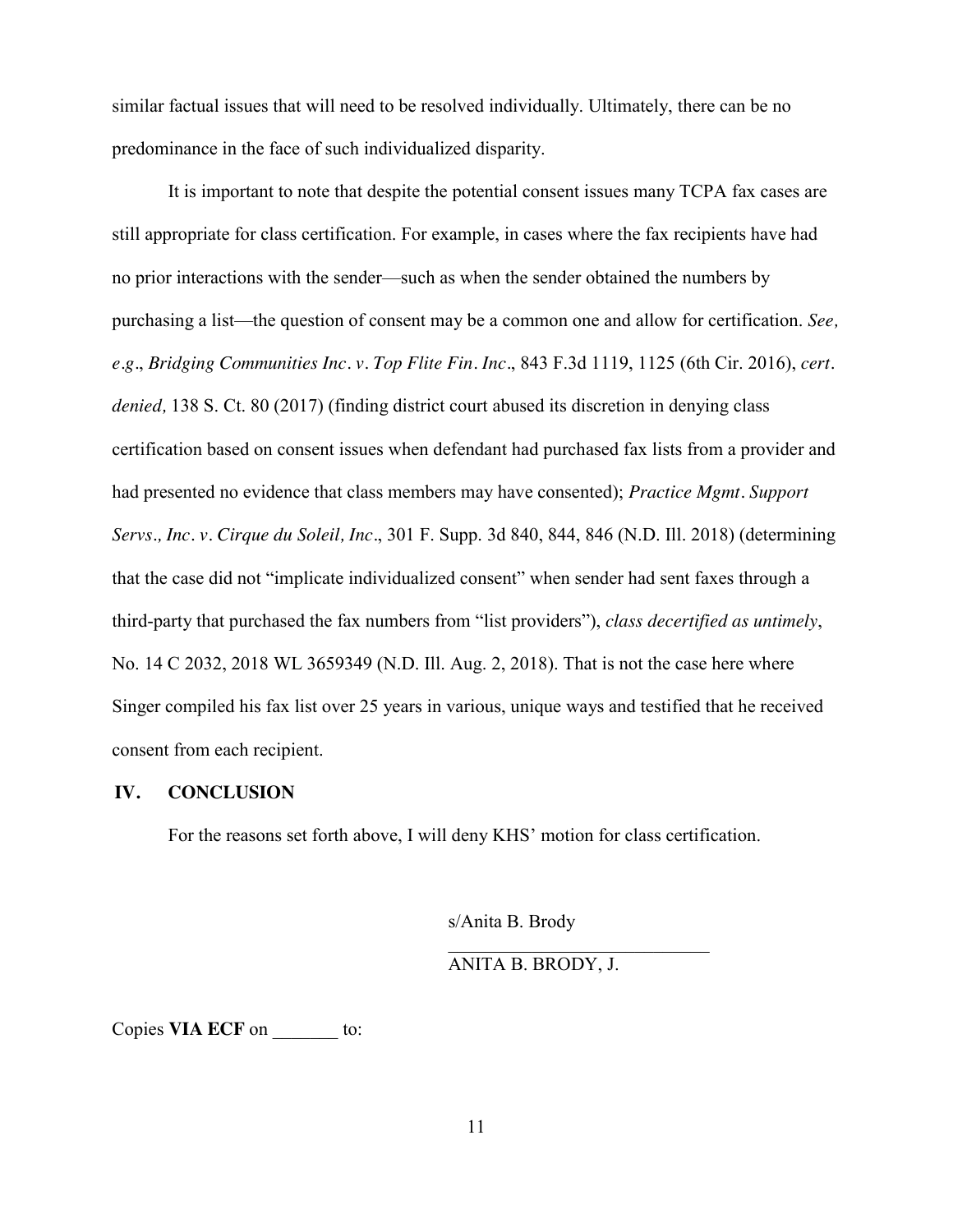similar factual issues that will need to be resolved individually. Ultimately, there can be no predominance in the face of such individualized disparity.

It is important to note that despite the potential consent issues many TCPA fax cases are still appropriate for class certification. For example, in cases where the fax recipients have had no prior interactions with the sender—such as when the sender obtained the numbers by purchasing a list—the question of consent may be a common one and allow for certification. *See, e.g.*, *Bridging Communities Inc. v. Top Flite Fin. Inc.*, 843 F.3d 1119, 1125 (6th Cir. 2016), *cert. denied,* 138 S. Ct. 80 (2017) (finding district court abused its discretion in denying class certification based on consent issues when defendant had purchased fax lists from a provider and had presented no evidence that class members may have consented); *Practice Mgmt. Support Servs., Inc. v. Cirque du Soleil, Inc.*, 301 F. Supp. 3d 840, 844, 846 (N.D. Ill. 2018) (determining that the case did not "implicate individualized consent" when sender had sent faxes through a third-party that purchased the fax numbers from "list providers"), *class decertified as untimely*, No. 14 C 2032, 2018 WL 3659349 (N.D. Ill. Aug. 2, 2018). That is not the case here where Singer compiled his fax list over 25 years in various, unique ways and testified that he received consent from each recipient.

## IV. CONCLUSION

For the reasons set forth above, I will deny KHS' motion for class certification.

s/Anita B. Brody
______________________________
ANITA B. BRODY, J.

Copies **VIA ECF** on _______ to: